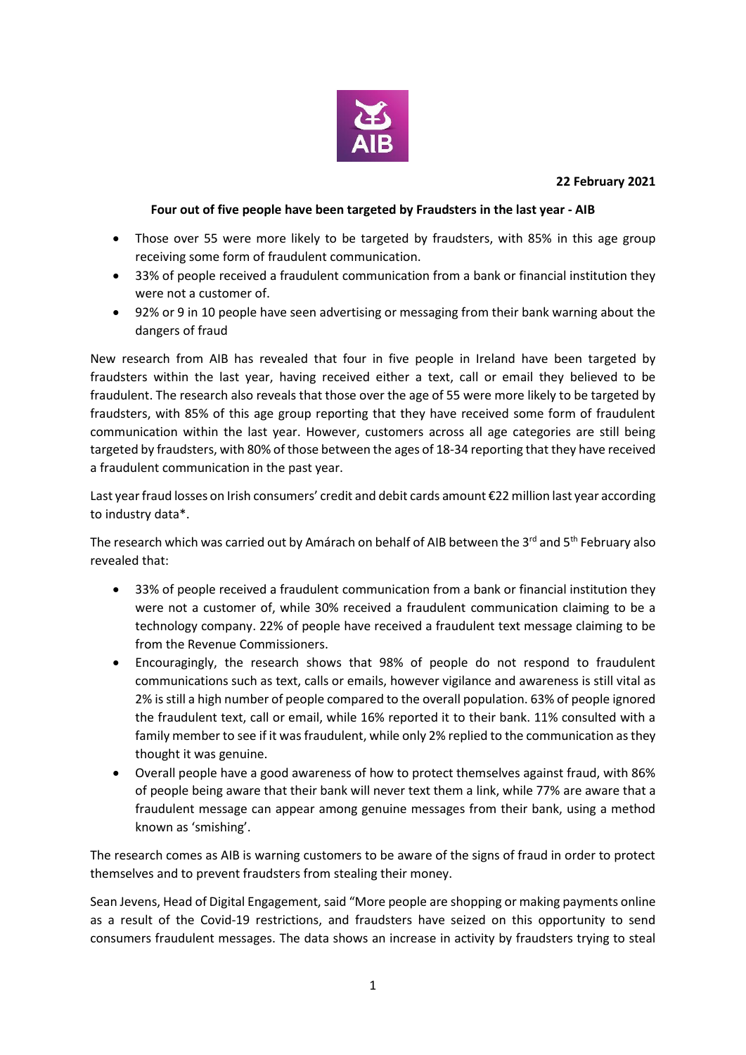**22 February 2021**

## Four out of five people have been targeted by Fraudsters in the last year - AIB

- Those over 55 were more likely to be targeted by fraudsters, with 85% in this age group receiving some form of fraudulent communication.
- 33% of people received a fraudulent communication from a bank or financial institution they were not a customer of.
- 92% or 9 in 10 people have seen advertising or messaging from their bank warning about the dangers of fraud

New research from AIB has revealed that four in five people in Ireland have been targeted by fraudsters within the last year, having received either a text, call or email they believed to be fraudulent. The research also reveals that those over the age of 55 were more likely to be targeted by fraudsters, with 85% of this age group reporting that they have received some form of fraudulent communication within the last year. However, customers across all age categories are still being targeted by fraudsters, with 80% of those between the ages of 18-34 reporting that they have received a fraudulent communication in the past year.

Last year fraud losses on Irish consumers' credit and debit cards amount €22 million last year according to industry data*.

The research which was carried out by Amárach on behalf of AIB between the 3rd and 5th February also revealed that:

- 33% of people received a fraudulent communication from a bank or financial institution they were not a customer of, while 30% received a fraudulent communication claiming to be a technology company. 22% of people have received a fraudulent text message claiming to be from the Revenue Commissioners.
- Encouragingly, the research shows that 98% of people do not respond to fraudulent communications such as text, calls or emails, however vigilance and awareness is still vital as 2% is still a high number of people compared to the overall population. 63% of people ignored the fraudulent text, call or email, while 16% reported it to their bank. 11% consulted with a family member to see if it was fraudulent, while only 2% replied to the communication as they thought it was genuine.
- Overall people have a good awareness of how to protect themselves against fraud, with 86% of people being aware that their bank will never text them a link, while 77% are aware that a fraudulent message can appear among genuine messages from their bank, using a method known as 'smishing'.

The research comes as AIB is warning customers to be aware of the signs of fraud in order to protect themselves and to prevent fraudsters from stealing their money.

Sean Jevens, Head of Digital Engagement, said "More people are shopping or making payments online as a result of the Covid-19 restrictions, and fraudsters have seized on this opportunity to send consumers fraudulent messages. The data shows an increase in activity by fraudsters trying to steal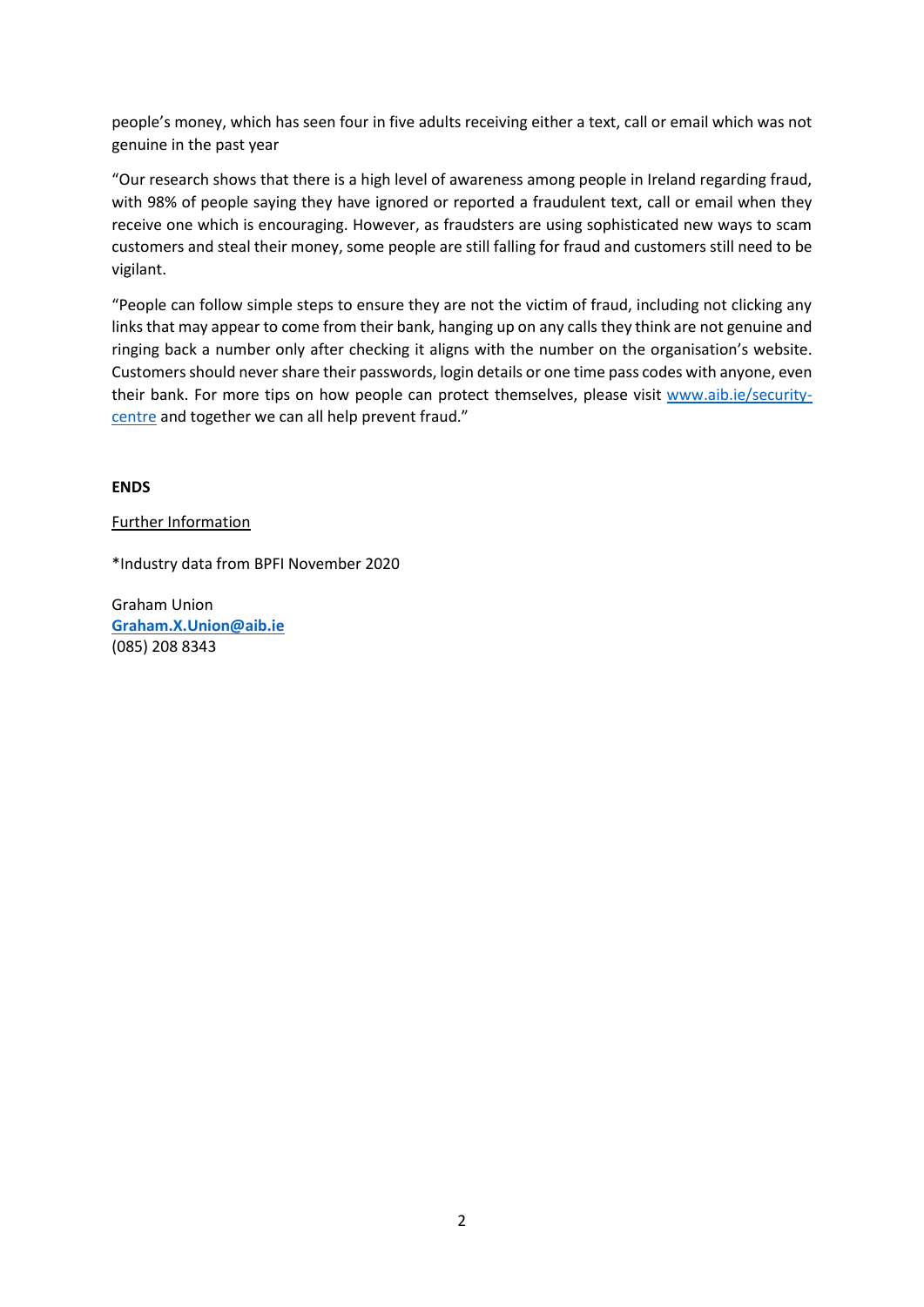people's money, which has seen four in five adults receiving either a text, call or email which was not genuine in the past year

"Our research shows that there is a high level of awareness among people in Ireland regarding fraud, with 98% of people saying they have ignored or reported a fraudulent text, call or email when they receive one which is encouraging. However, as fraudsters are using sophisticated new ways to scam customers and steal their money, some people are still falling for fraud and customers still need to be vigilant.

"People can follow simple steps to ensure they are not the victim of fraud, including not clicking any links that may appear to come from their bank, hanging up on any calls they think are not genuine and ringing back a number only after checking it aligns with the number on the organisation's website. Customers should never share their passwords, login details or one time pass codes with anyone, even their bank. For more tips on how people can protect themselves, please visit [www.aib.ie/security-centre](www.aib.ie/security-centre) and together we can all help prevent fraud."

**ENDS**

Further Information

*Industry data from BPFI November 2020

Graham Union
**Graham.X.Union@aib.ie**
(085) 208 8343